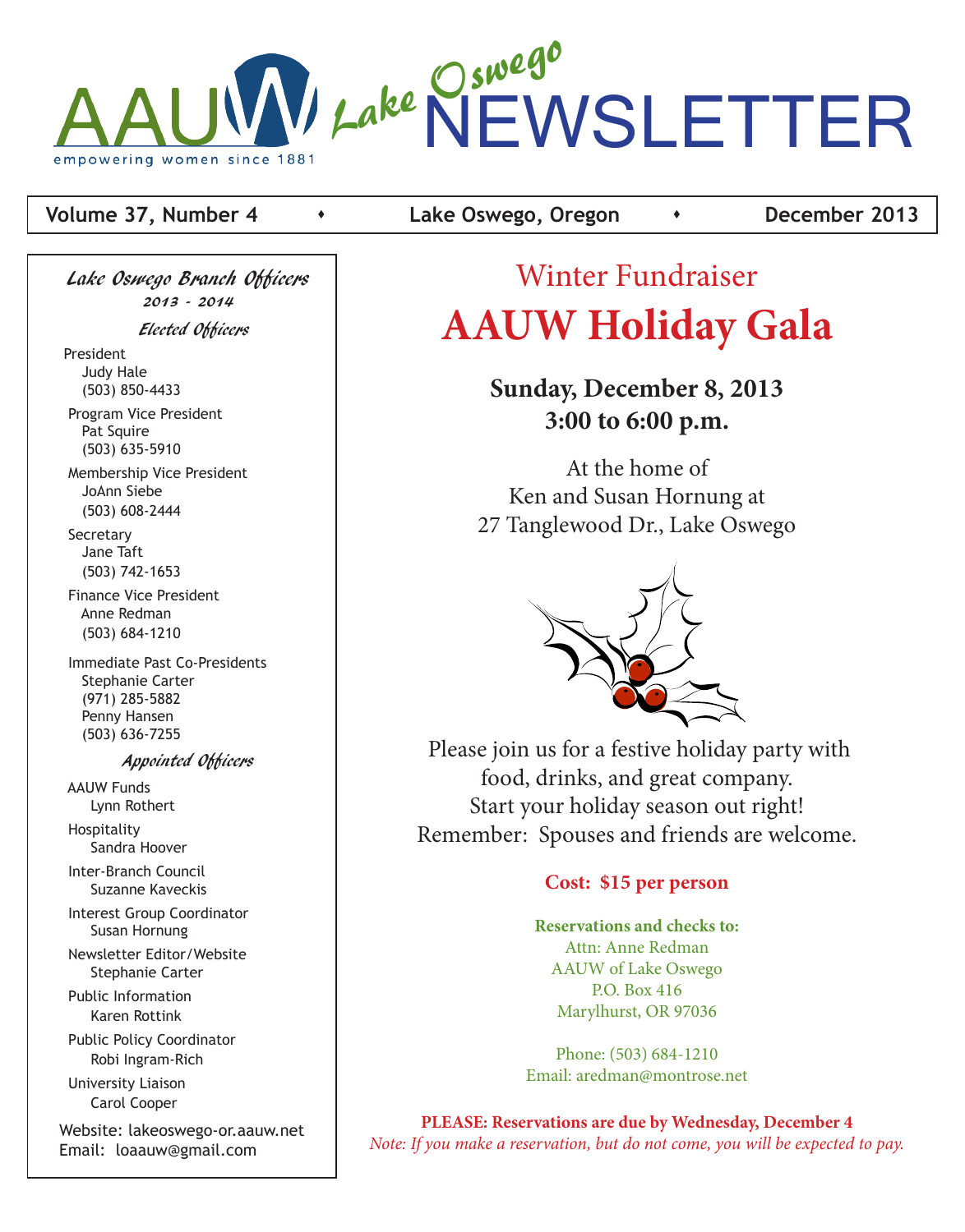# AAUW Lake Oswego NEWSLETTER

empowering women since 1881

**Volume 37, Number 4** • **Lake Oswego, Oregon** • **December 2013**

## Winter Fundraiser

# AAUW Holiday Gala

**Sunday, December 8, 2013**
**3:00 to 6:00 p.m.**

At the home of
Ken and Susan Hornung at
27 Tanglewood Dr., Lake Oswego

Please join us for a festive holiday party with food, drinks, and great company.
Start your holiday season out right!
Remember: Spouses and friends are welcome.

**Cost: $15 per person**

**Reservations and checks to:**
Attn: Anne Redman
AAUW of Lake Oswego
P.O. Box 416
Marylhurst, OR 97036

Phone: (503) 684-1210
Email: aredman@montrose.net

**PLEASE: Reservations are due by Wednesday, December 4**
*Note: If you make a reservation, but do not come, you will be expected to pay.*

---

### Lake Oswego Branch Officers
2013 - 2014

#### Elected Officers

President
Judy Hale
(503) 850-4433

Program Vice President
Pat Squire
(503) 635-5910

Membership Vice President
JoAnn Siebe
(503) 608-2444

Secretary
Jane Taft
(503) 742-1653

Finance Vice President
Anne Redman
(503) 684-1210

Immediate Past Co-Presidents
Stephanie Carter
(971) 285-5882
Penny Hansen
(503) 636-7255

#### Appointed Officers

AAUW Funds
Lynn Rothert

Hospitality
Sandra Hoover

Inter-Branch Council
Suzanne Kaveckis

Interest Group Coordinator
Susan Hornung

Newsletter Editor/Website
Stephanie Carter

Public Information
Karen Rottink

Public Policy Coordinator
Robi Ingram-Rich

University Liaison
Carol Cooper

Website: lakeoswego-or.aauw.net
Email: loaauw@gmail.com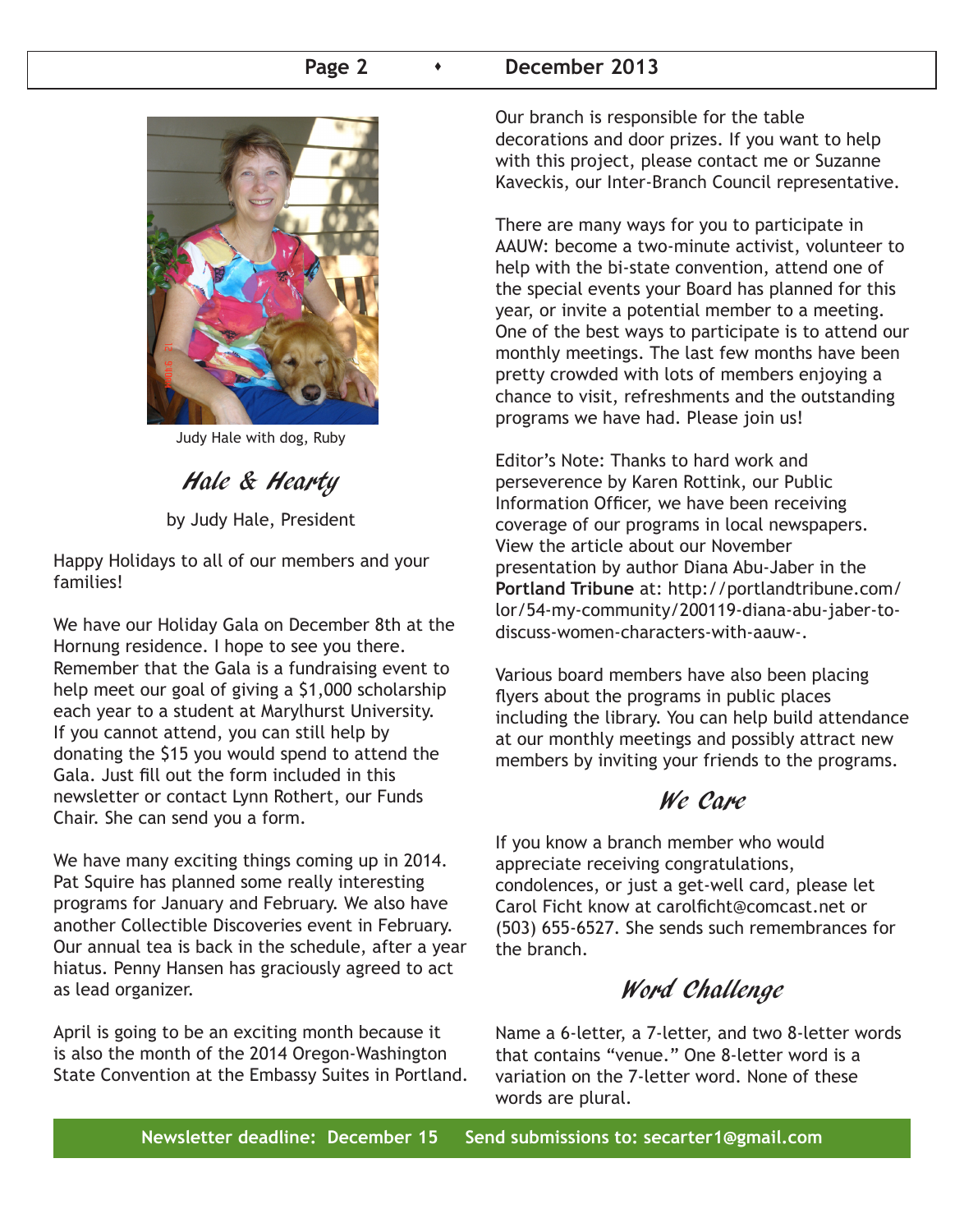Judy Hale with dog, Ruby

## Hale & Hearty

by Judy Hale, President

Happy Holidays to all of our members and your families!

We have our Holiday Gala on December 8th at the Hornung residence. I hope to see you there. Remember that the Gala is a fundraising event to help meet our goal of giving a $1,000 scholarship each year to a student at Marylhurst University. If you cannot attend, you can still help by donating the $15 you would spend to attend the Gala. Just fill out the form included in this newsletter or contact Lynn Rothert, our Funds Chair. She can send you a form.

We have many exciting things coming up in 2014. Pat Squire has planned some really interesting programs for January and February. We also have another Collectible Discoveries event in February. Our annual tea is back in the schedule, after a year hiatus. Penny Hansen has graciously agreed to act as lead organizer.

April is going to be an exciting month because it is also the month of the 2014 Oregon-Washington State Convention at the Embassy Suites in Portland. Our branch is responsible for the table decorations and door prizes. If you want to help with this project, please contact me or Suzanne Kaveckis, our Inter-Branch Council representative.

There are many ways for you to participate in AAUW: become a two-minute activist, volunteer to help with the bi-state convention, attend one of the special events your Board has planned for this year, or invite a potential member to a meeting. One of the best ways to participate is to attend our monthly meetings. The last few months have been pretty crowded with lots of members enjoying a chance to visit, refreshments and the outstanding programs we have had. Please join us!

Editor's Note: Thanks to hard work and perseverence by Karen Rottink, our Public Information Officer, we have been receiving coverage of our programs in local newspapers. View the article about our November presentation by author Diana Abu-Jaber in the **Portland Tribune** at: http://portlandtribune.com/lor/54-my-community/200119-diana-abu-jaber-to-discuss-women-characters-with-aauw-.

Various board members have also been placing flyers about the programs in public places including the library. You can help build attendance at our monthly meetings and possibly attract new members by inviting your friends to the programs.

## We Care

If you know a branch member who would appreciate receiving congratulations, condolences, or just a get-well card, please let Carol Ficht know at carolficht@comcast.net or (503) 655-6527. She sends such remembrances for the branch.

## Word Challenge

Name a 6-letter, a 7-letter, and two 8-letter words that contains "venue." One 8-letter word is a variation on the 7-letter word. None of these words are plural.

**Newsletter deadline: December 15 Send submissions to: secarter1@gmail.com**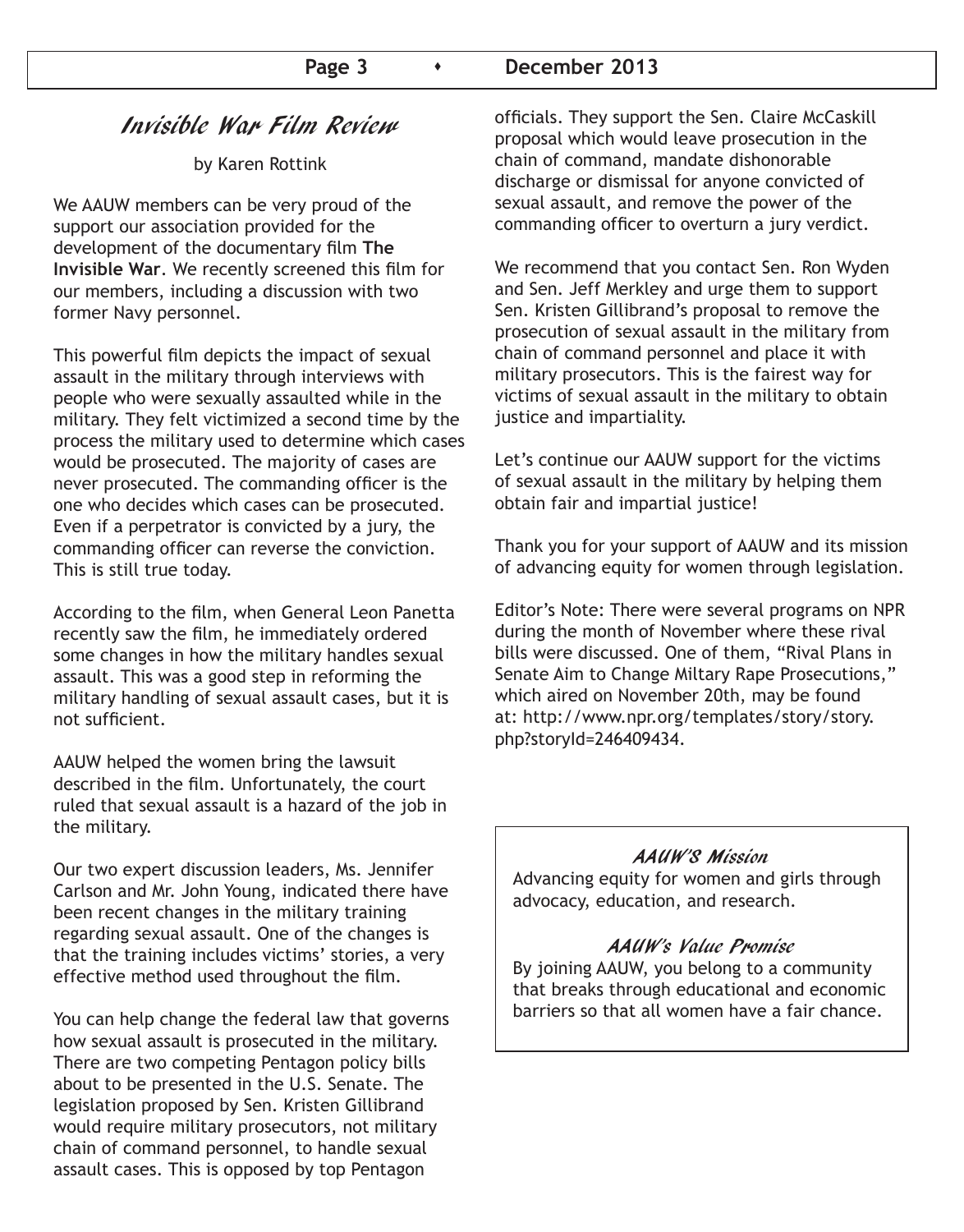## Invisible War Film Review

by Karen Rottink

We AAUW members can be very proud of the support our association provided for the development of the documentary film **The Invisible War**. We recently screened this film for our members, including a discussion with two former Navy personnel.

This powerful film depicts the impact of sexual assault in the military through interviews with people who were sexually assaulted while in the military. They felt victimized a second time by the process the military used to determine which cases would be prosecuted. The majority of cases are never prosecuted. The commanding officer is the one who decides which cases can be prosecuted. Even if a perpetrator is convicted by a jury, the commanding officer can reverse the conviction. This is still true today.

According to the film, when General Leon Panetta recently saw the film, he immediately ordered some changes in how the military handles sexual assault. This was a good step in reforming the military handling of sexual assault cases, but it is not sufficient.

AAUW helped the women bring the lawsuit described in the film. Unfortunately, the court ruled that sexual assault is a hazard of the job in the military.

Our two expert discussion leaders, Ms. Jennifer Carlson and Mr. John Young, indicated there have been recent changes in the military training regarding sexual assault. One of the changes is that the training includes victims' stories, a very effective method used throughout the film.

You can help change the federal law that governs how sexual assault is prosecuted in the military. There are two competing Pentagon policy bills about to be presented in the U.S. Senate. The legislation proposed by Sen. Kristen Gillibrand would require military prosecutors, not military chain of command personnel, to handle sexual assault cases. This is opposed by top Pentagon officials. They support the Sen. Claire McCaskill proposal which would leave prosecution in the chain of command, mandate dishonorable discharge or dismissal for anyone convicted of sexual assault, and remove the power of the commanding officer to overturn a jury verdict.

We recommend that you contact Sen. Ron Wyden and Sen. Jeff Merkley and urge them to support Sen. Kristen Gillibrand's proposal to remove the prosecution of sexual assault in the military from chain of command personnel and place it with military prosecutors. This is the fairest way for victims of sexual assault in the military to obtain justice and impartiality.

Let's continue our AAUW support for the victims of sexual assault in the military by helping them obtain fair and impartial justice!

Thank you for your support of AAUW and its mission of advancing equity for women through legislation.

Editor's Note: There were several programs on NPR during the month of November where these rival bills were discussed. One of them, "Rival Plans in Senate Aim to Change Miltary Rape Prosecutions," which aired on November 20th, may be found at: http://www.npr.org/templates/story/story.php?storyId=246409434.

### AAUW'S Mission

Advancing equity for women and girls through advocacy, education, and research.

### AAUW's Value Promise

By joining AAUW, you belong to a community that breaks through educational and economic barriers so that all women have a fair chance.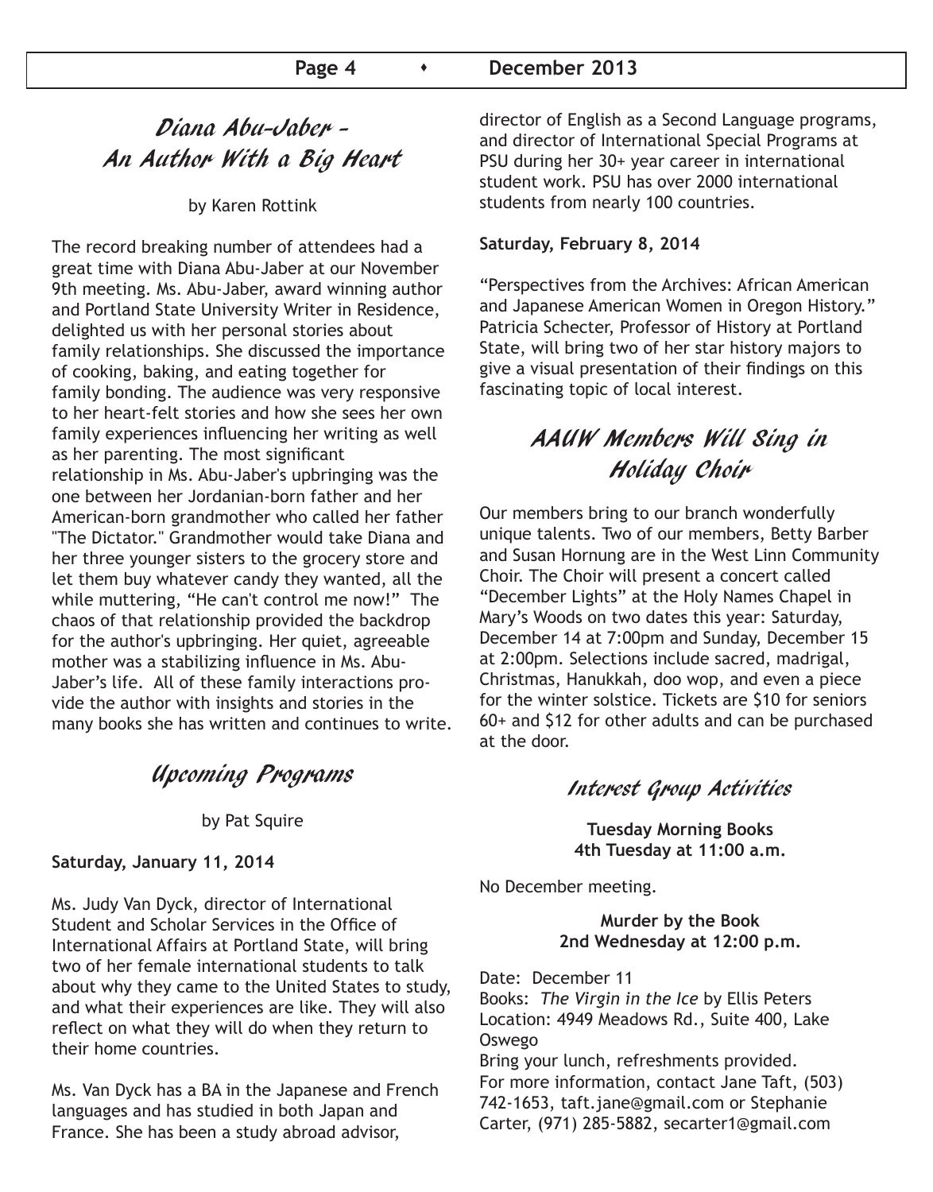## Diana Abu-Jaber – An Author With a Big Heart

by Karen Rottink

The record breaking number of attendees had a great time with Diana Abu-Jaber at our November 9th meeting. Ms. Abu-Jaber, award winning author and Portland State University Writer in Residence, delighted us with her personal stories about family relationships. She discussed the importance of cooking, baking, and eating together for family bonding. The audience was very responsive to her heart-felt stories and how she sees her own family experiences influencing her writing as well as her parenting. The most significant relationship in Ms. Abu-Jaber's upbringing was the one between her Jordanian-born father and her American-born grandmother who called her father "The Dictator." Grandmother would take Diana and her three younger sisters to the grocery store and let them buy whatever candy they wanted, all the while muttering, "He can't control me now!" The chaos of that relationship provided the backdrop for the author's upbringing. Her quiet, agreeable mother was a stabilizing influence in Ms. Abu-Jaber's life. All of these family interactions provide the author with insights and stories in the many books she has written and continues to write.

## Upcoming Programs

by Pat Squire

**Saturday, January 11, 2014**

Ms. Judy Van Dyck, director of International Student and Scholar Services in the Office of International Affairs at Portland State, will bring two of her female international students to talk about why they came to the United States to study, and what their experiences are like. They will also reflect on what they will do when they return to their home countries.

Ms. Van Dyck has a BA in the Japanese and French languages and has studied in both Japan and France. She has been a study abroad advisor, director of English as a Second Language programs, and director of International Special Programs at PSU during her 30+ year career in international student work. PSU has over 2000 international students from nearly 100 countries.

**Saturday, February 8, 2014**

"Perspectives from the Archives: African American and Japanese American Women in Oregon History." Patricia Schecter, Professor of History at Portland State, will bring two of her star history majors to give a visual presentation of their findings on this fascinating topic of local interest.

## AAUW Members Will Sing in Holiday Choir

Our members bring to our branch wonderfully unique talents. Two of our members, Betty Barber and Susan Hornung are in the West Linn Community Choir. The Choir will present a concert called "December Lights" at the Holy Names Chapel in Mary's Woods on two dates this year: Saturday, December 14 at 7:00pm and Sunday, December 15 at 2:00pm. Selections include sacred, madrigal, Christmas, Hanukkah, doo wop, and even a piece for the winter solstice. Tickets are $10 for seniors 60+ and $12 for other adults and can be purchased at the door.

## Interest Group Activities

**Tuesday Morning Books**
**4th Tuesday at 11:00 a.m.**

No December meeting.

**Murder by the Book**
**2nd Wednesday at 12:00 p.m.**

Date: December 11
Books: *The Virgin in the Ice* by Ellis Peters
Location: 4949 Meadows Rd., Suite 400, Lake Oswego
Bring your lunch, refreshments provided.
For more information, contact Jane Taft, (503) 742-1653, taft.jane@gmail.com or Stephanie Carter, (971) 285-5882, secarter1@gmail.com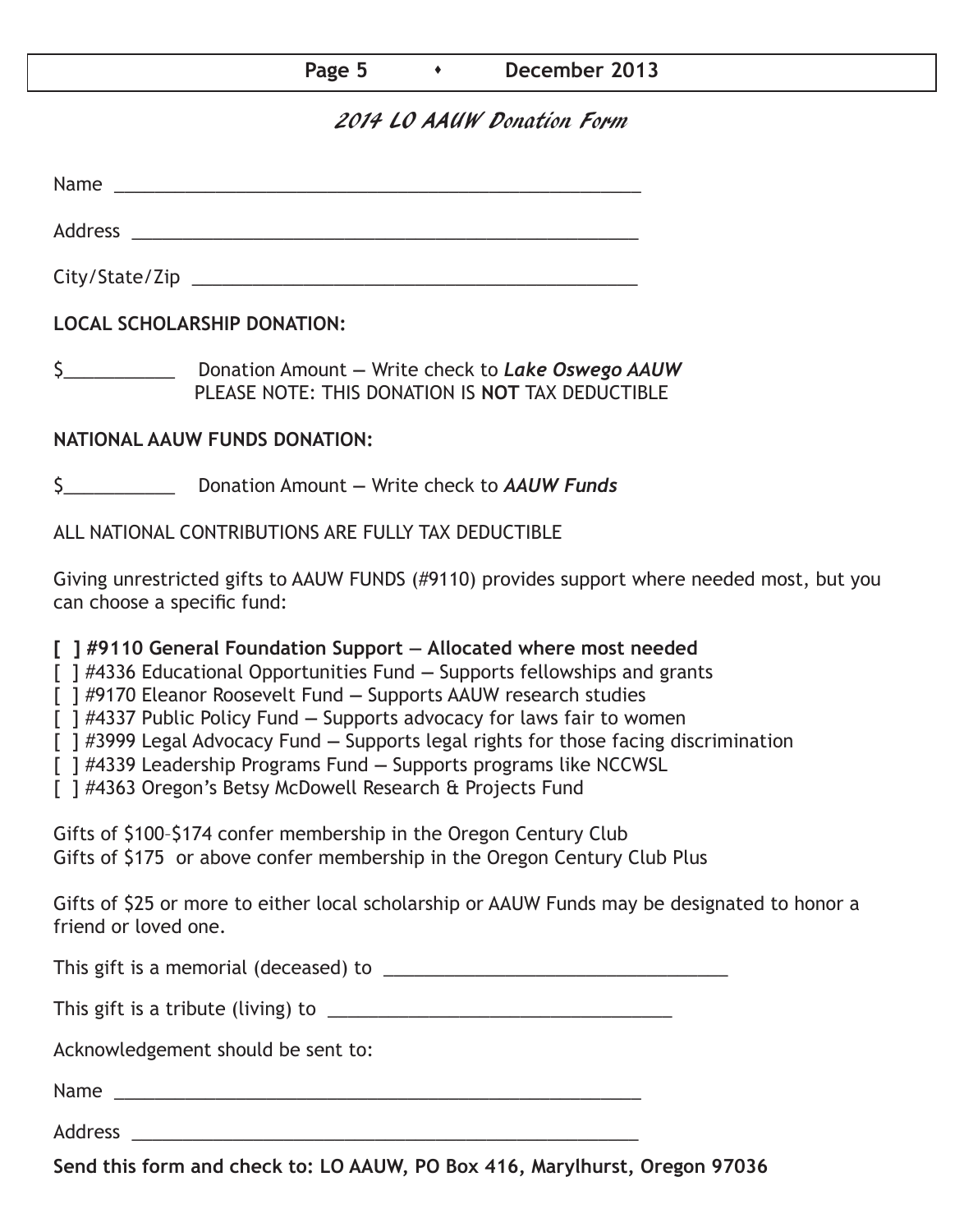# *2014 LO AAUW Donation Form*

Name ______________________________________________________

Address ____________________________________________________

City/State/Zip _______________________________________________

**LOCAL SCHOLARSHIP DONATION:**

$___________ Donation Amount — Write check to ***Lake Oswego AAUW***
PLEASE NOTE: THIS DONATION IS **NOT** TAX DEDUCTIBLE

**NATIONAL AAUW FUNDS DONATION:**

$___________ Donation Amount — Write check to ***AAUW Funds***

ALL NATIONAL CONTRIBUTIONS ARE FULLY TAX DEDUCTIBLE

Giving unrestricted gifts to AAUW FUNDS (#9110) provides support where needed most, but you can choose a specific fund:

**[ ] #9110 General Foundation Support — Allocated where most needed**
[ ] #4336 Educational Opportunities Fund — Supports fellowships and grants
[ ] #9170 Eleanor Roosevelt Fund — Supports AAUW research studies
[ ] #4337 Public Policy Fund — Supports advocacy for laws fair to women
[ ] #3999 Legal Advocacy Fund — Supports legal rights for those facing discrimination
[ ] #4339 Leadership Programs Fund — Supports programs like NCCWSL
[ ] #4363 Oregon's Betsy McDowell Research & Projects Fund

Gifts of $100–$174 confer membership in the Oregon Century Club
Gifts of $175 or above confer membership in the Oregon Century Club Plus

Gifts of $25 or more to either local scholarship or AAUW Funds may be designated to honor a friend or loved one.

This gift is a memorial (deceased) to ___________________________________

This gift is a tribute (living) to ___________________________________

Acknowledgement should be sent to:

Name ______________________________________________________

Address ____________________________________________________

**Send this form and check to: LO AAUW, PO Box 416, Marylhurst, Oregon 97036**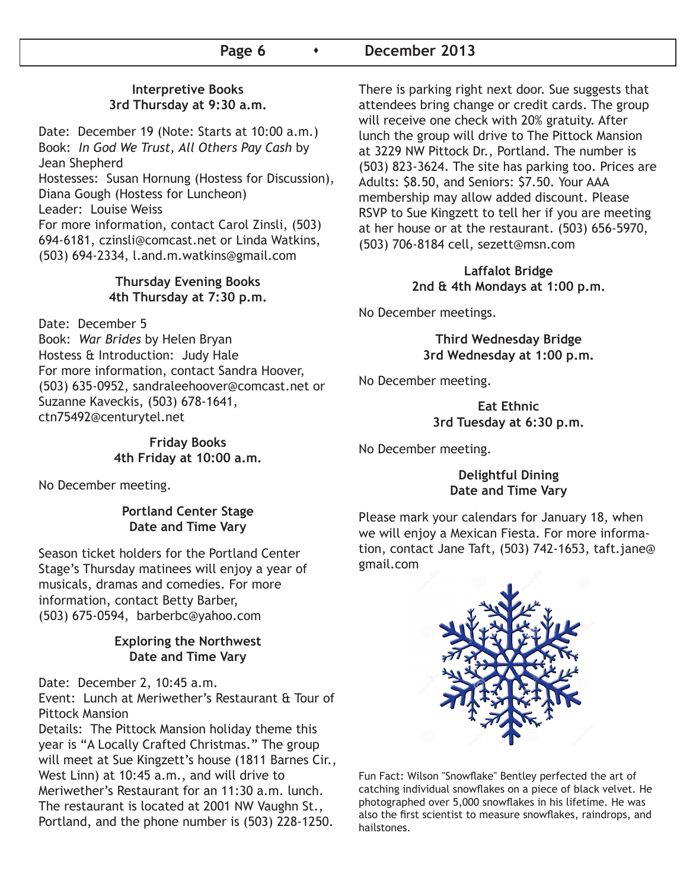### Interpretive Books
**3rd Thursday at 9:30 a.m.**

Date: December 19 (Note: Starts at 10:00 a.m.)
Book: *In God We Trust, All Others Pay Cash* by Jean Shepherd
Hostesses: Susan Hornung (Hostess for Discussion), Diana Gough (Hostess for Luncheon)
Leader: Louise Weiss
For more information, contact Carol Zinsli, (503) 694-6181, czinsli@comcast.net or Linda Watkins, (503) 694-2334, l.and.m.watkins@gmail.com

### Thursday Evening Books
**4th Thursday at 7:30 p.m.**

Date: December 5
Book: *War Brides* by Helen Bryan
Hostess & Introduction: Judy Hale
For more information, contact Sandra Hoover, (503) 635-0952, sandraleehoover@comcast.net or Suzanne Kaveckis, (503) 678-1641, ctn75492@centurytel.net

### Friday Books
**4th Friday at 10:00 a.m.**

No December meeting.

### Portland Center Stage
**Date and Time Vary**

Season ticket holders for the Portland Center Stage's Thursday matinees will enjoy a year of musicals, dramas and comedies. For more information, contact Betty Barber, (503) 675-0594, barberbc@yahoo.com

### Exploring the Northwest
**Date and Time Vary**

Date: December 2, 10:45 a.m.
Event: Lunch at Meriwether's Restaurant & Tour of Pittock Mansion
Details: The Pittock Mansion holiday theme this year is "A Locally Crafted Christmas." The group will meet at Sue Kingzett's house (1811 Barnes Cir., West Linn) at 10:45 a.m., and will drive to Meriwether's Restaurant for an 11:30 a.m. lunch. The restaurant is located at 2001 NW Vaughn St., Portland, and the phone number is (503) 228-1250. There is parking right next door. Sue suggests that attendees bring change or credit cards. The group will receive one check with 20% gratuity. After lunch the group will drive to The Pittock Mansion at 3229 NW Pittock Dr., Portland. The number is (503) 823-3624. The site has parking too. Prices are Adults: $8.50, and Seniors: $7.50. Your AAA membership may allow added discount. Please RSVP to Sue Kingzett to tell her if you are meeting at her house or at the restaurant. (503) 656-5970, (503) 706-8184 cell, sezett@msn.com

### Laffalot Bridge
**2nd & 4th Mondays at 1:00 p.m.**

No December meetings.

### Third Wednesday Bridge
**3rd Wednesday at 1:00 p.m.**

No December meeting.

### Eat Ethnic
**3rd Tuesday at 6:30 p.m.**

No December meeting.

### Delightful Dining
**Date and Time Vary**

Please mark your calendars for January 18, when we will enjoy a Mexican Fiesta. For more information, contact Jane Taft, (503) 742-1653, taft.jane@gmail.com

Fun Fact: Wilson "Snowflake" Bentley perfected the art of catching individual snowflakes on a piece of black velvet. He photographed over 5,000 snowflakes in his lifetime. He was also the first scientist to measure snowflakes, raindrops, and hailstones.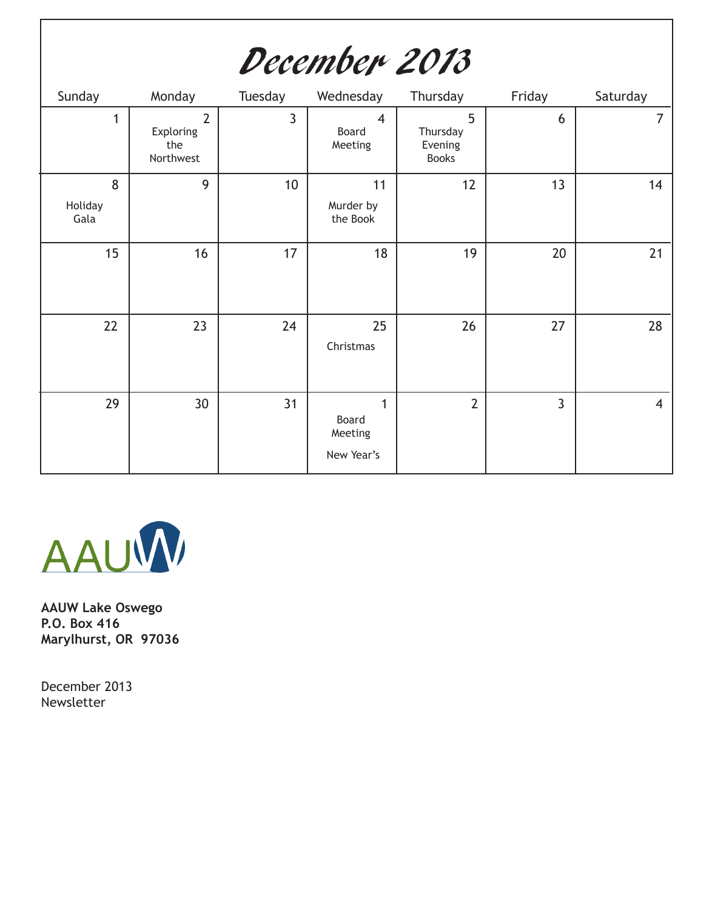# December 2013

| Sunday | Monday | Tuesday | Wednesday | Thursday | Friday | Saturday |
|---|---|---|---|---|---|---|
| 1 | 2 Exploring the Northwest | 3 | 4 Board Meeting | 5 Thursday Evening Books | 6 | 7 |
| 8 Holiday Gala | 9 | 10 | 11 Murder by the Book | 12 | 13 | 14 |
| 15 | 16 | 17 | 18 | 19 | 20 | 21 |
| 22 | 23 | 24 | 25 Christmas | 26 | 27 | 28 |
| 29 | 30 | 31 | 1 Board Meeting New Year's | 2 | 3 | 4 |

AAUW

**AAUW Lake Oswego**
**P.O. Box 416**
**Marylhurst, OR 97036**

December 2013
Newsletter